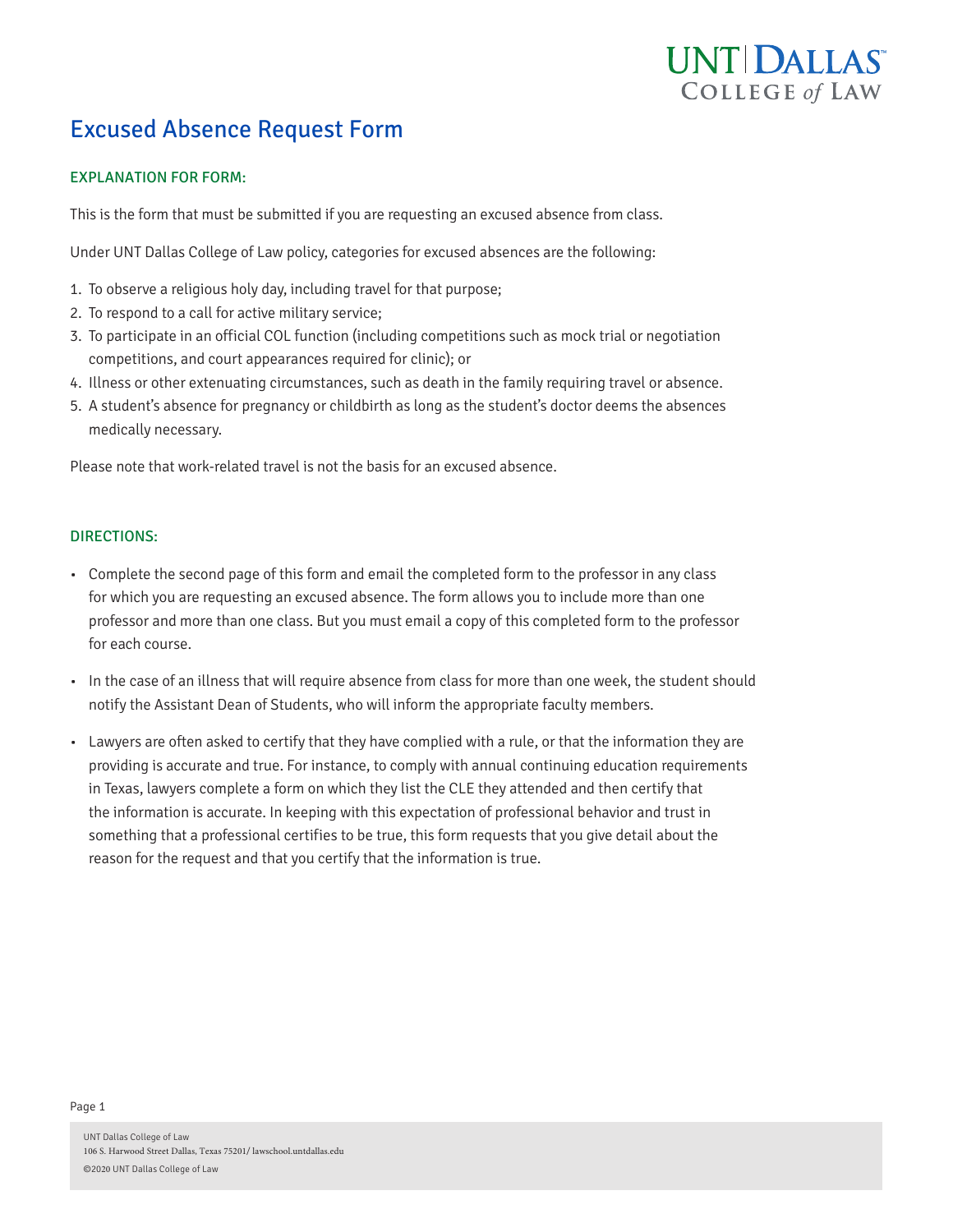# Excused Absence Request Form

## EXPLANATION FOR FORM:

This is the form that must be submitted if you are requesting an excused absence from class.

Under UNT Dallas College of Law policy, categories for excused absences are the following:

1. To observe a religious holy day, including travel for that purpose;
2. To respond to a call for active military service;
3. To participate in an official COL function (including competitions such as mock trial or negotiation competitions, and court appearances required for clinic); or
4. Illness or other extenuating circumstances, such as death in the family requiring travel or absence.
5. A student's absence for pregnancy or childbirth as long as the student's doctor deems the absences medically necessary.

Please note that work-related travel is not the basis for an excused absence.

## DIRECTIONS:

- Complete the second page of this form and email the completed form to the professor in any class for which you are requesting an excused absence. The form allows you to include more than one professor and more than one class. But you must email a copy of this completed form to the professor for each course.
- In the case of an illness that will require absence from class for more than one week, the student should notify the Assistant Dean of Students, who will inform the appropriate faculty members.
- Lawyers are often asked to certify that they have complied with a rule, or that the information they are providing is accurate and true. For instance, to comply with annual continuing education requirements in Texas, lawyers complete a form on which they list the CLE they attended and then certify that the information is accurate. In keeping with this expectation of professional behavior and trust in something that a professional certifies to be true, this form requests that you give detail about the reason for the request and that you certify that the information is true.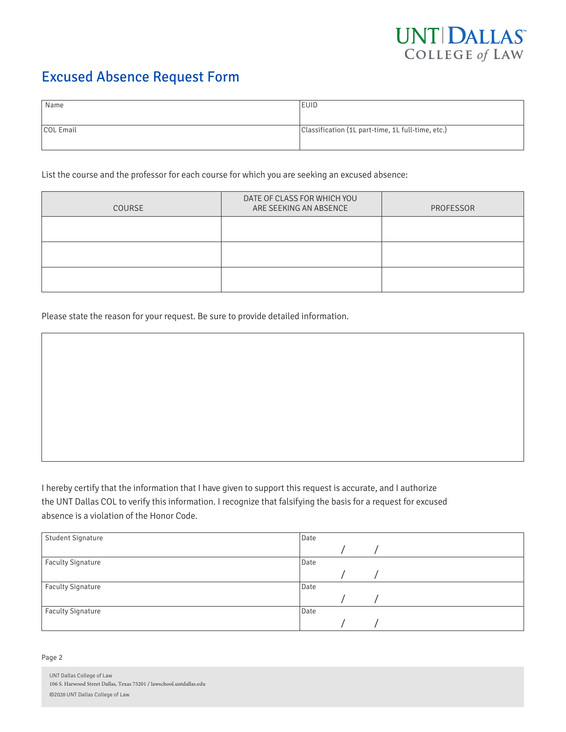# Excused Absence Request Form

| Name | EUID |
|---|---|
| COL Email | Classification (1L part-time, 1L full-time, etc.) |

List the course and the professor for each course for which you are seeking an excused absence:

| COURSE | DATE OF CLASS FOR WHICH YOU ARE SEEKING AN ABSENCE | PROFESSOR |
|---|---|---|
| | | |
| | | |
| | | |

Please state the reason for your request. Be sure to provide detailed information.

I hereby certify that the information that I have given to support this request is accurate, and I authorize the UNT Dallas COL to verify this information. I recognize that falsifying the basis for a request for excused absence is a violation of the Honor Code.

| Student Signature | Date / / |
|---|---|
| Faculty Signature | Date / / |
| Faculty Signature | Date / / |
| Faculty Signature | Date / / |

UNT Dallas College of Law
106 S. Harwood Street Dallas, Texas 75201 / lawschool.untdallas.edu
©2020 UNT Dallas College of Law